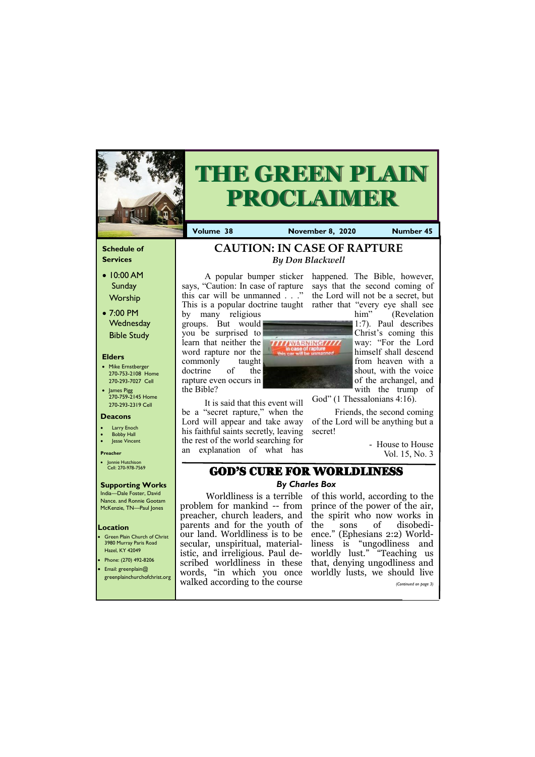# THE GREEN PLAIN PROCLAIMER

**Volume 38** — **November 8, 2020** — **Number 45**

### Schedule of Services

- 10:00 AM Sunday Worship
- 7:00 PM Wednesday Bible Study

### Elders

- Mike Ernstberger 270-753-2108 Home 270-293-7027 Cell
- James Pigg 270-759-2145 Home 270-293-2319 Cell

### Deacons

- Larry Enoch
- Bobby Hall
- Jesse Vincent

### Preacher

- Jonnie Hutchison Cell: 270-978-7569

### Supporting Works

India—Dale Foster, David Nance. and Ronnie Gootam
McKenzie, TN—Paul Jones

### Location

- Green Plain Church of Christ 3980 Murray Paris Road Hazel, KY 42049
- Phone: (270) 492-8206
- Email: greenplain@greenplainchurchofchrist.org

## CAUTION: IN CASE OF RAPTURE

*By Don Blackwell*

A popular bumper sticker says, "Caution: In case of rapture this car will be unmanned . . ." This is a popular doctrine taught by many religious groups. But would you be surprised to learn that neither the word rapture nor the commonly taught doctrine of the rapture even occurs in the Bible?

It is said that this event will be a "secret rapture," when the Lord will appear and take away his faithful saints secretly, leaving the rest of the world searching for an explanation of what has happened. The Bible, however, says that the second coming of the Lord will not be a secret, but rather that "every eye shall see him" (Revelation 1:7). Paul describes Christ's coming this way: "For the Lord himself shall descend from heaven with a shout, with the voice of the archangel, and with the trump of God" (1 Thessalonians 4:16).

Friends, the second coming of the Lord will be anything but a secret!

- House to House Vol. 15, No. 3

## GOD'S CURE FOR WORLDLINESS

*By Charles Box*

Worldliness is a terrible problem for mankind -- from preacher, church leaders, and parents and for the youth of our land. Worldliness is to be secular, unspiritual, materialistic, and irreligious. Paul described worldliness in these words, "in which you once walked according to the course of this world, according to the prince of the power of the air, the spirit who now works in the sons of disobedience." (Ephesians 2:2) Worldliness is "ungodliness and worldly lust." "Teaching us that, denying ungodliness and worldly lusts, we should live

*(Continued on page 3)*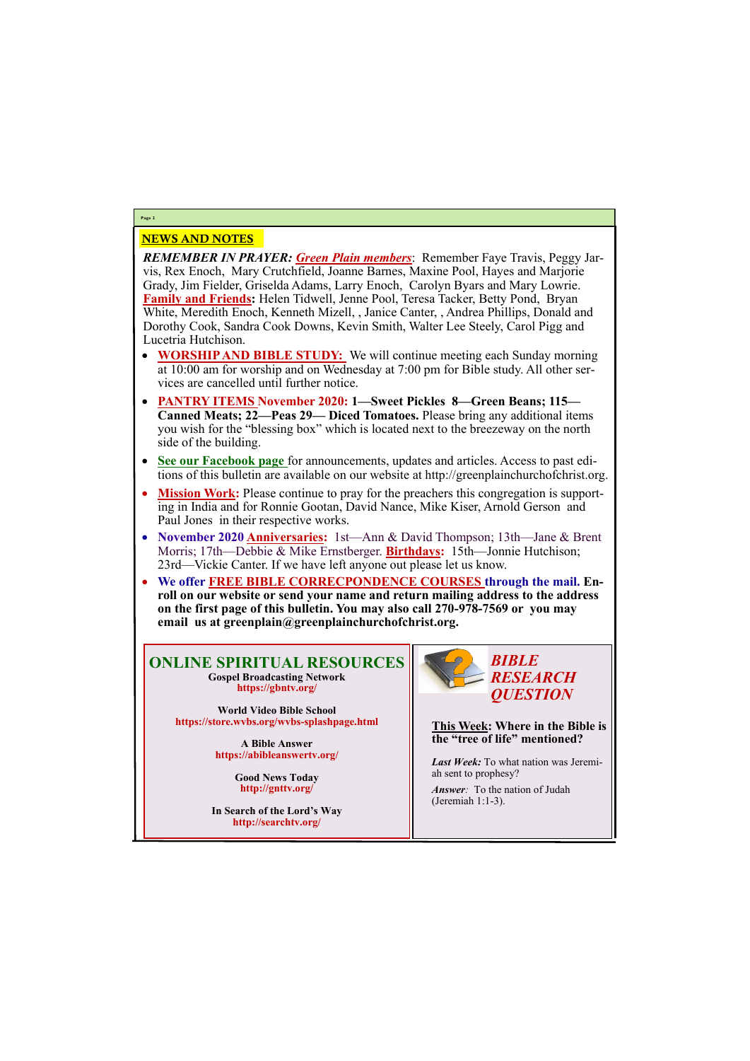## NEWS AND NOTES

***REMEMBER IN PRAYER:*** ***Green Plain members***: Remember Faye Travis, Peggy Jarvis, Rex Enoch, Mary Crutchfield, Joanne Barnes, Maxine Pool, Hayes and Marjorie Grady, Jim Fielder, Griselda Adams, Larry Enoch, Carolyn Byars and Mary Lowrie. **Family and Friends:** Helen Tidwell, Jenne Pool, Teresa Tacker, Betty Pond, Bryan White, Meredith Enoch, Kenneth Mizell, , Janice Canter, , Andrea Phillips, Donald and Dorothy Cook, Sandra Cook Downs, Kevin Smith, Walter Lee Steely, Carol Pigg and Lucetria Hutchison.

- **WORSHIP AND BIBLE STUDY:** We will continue meeting each Sunday morning at 10:00 am for worship and on Wednesday at 7:00 pm for Bible study. All other services are cancelled until further notice.
- **PANTRY ITEMS November 2020: 1—Sweet Pickles 8—Green Beans; 115—Canned Meats; 22—Peas 29— Diced Tomatoes.** Please bring any additional items you wish for the "blessing box" which is located next to the breezeway on the north side of the building.
- **See our Facebook page** for announcements, updates and articles. Access to past editions of this bulletin are available on our website at http://greenplainchurchofchrist.org.
- **Mission Work:** Please continue to pray for the preachers this congregation is supporting in India and for Ronnie Gootan, David Nance, Mike Kiser, Arnold Gerson and Paul Jones in their respective works.
- **November 2020 Anniversaries:** 1st—Ann & David Thompson; 13th—Jane & Brent Morris; 17th—Debbie & Mike Ernstberger. **Birthdays:** 15th—Jonnie Hutchison; 23rd—Vickie Canter. If we have left anyone out please let us know.
- **We offer FREE BIBLE CORRECPONDENCE COURSES through the mail. Enroll on our website or send your name and return mailing address to the address on the first page of this bulletin. You may also call 270-978-7569 or you may email us at greenplain@greenplainchurchofchrist.org.**

## ONLINE SPIRITUAL RESOURCES

**Gospel Broadcasting Network**
**https://gbntv.org/**

**World Video Bible School**
**https://store.wvbs.org/wvbs-splashpage.html**

**A Bible Answer**
**https://abibleanswertv.org/**

**Good News Today**
**http://gnttv.org/**

**In Search of the Lord's Way**
**http://searchtv.org/**

## *BIBLE RESEARCH QUESTION*

**This Week: Where in the Bible is the "tree of life" mentioned?**

***Last Week:*** To what nation was Jeremiah sent to prophesy?

***Answer:*** To the nation of Judah (Jeremiah 1:1-3).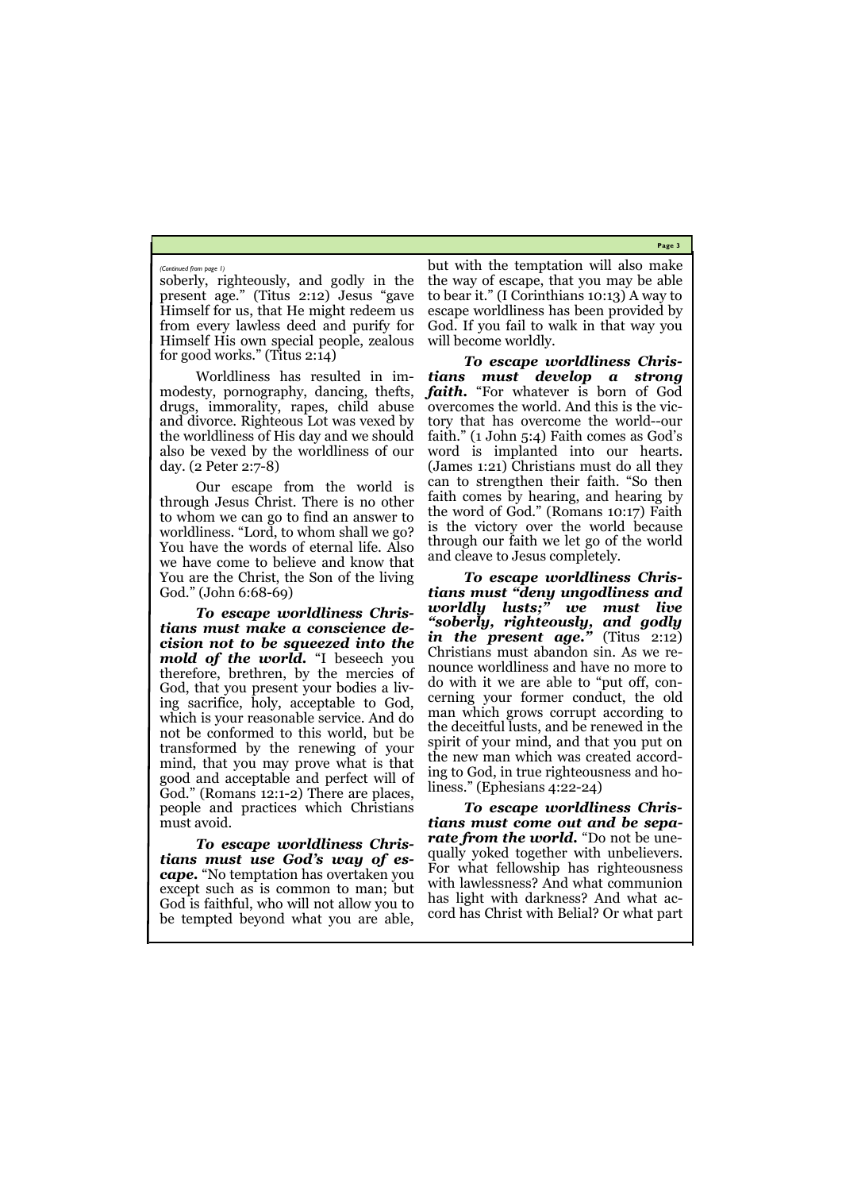*(Continued from page 1)*

soberly, righteously, and godly in the present age." (Titus 2:12) Jesus "gave Himself for us, that He might redeem us from every lawless deed and purify for Himself His own special people, zealous for good works." (Titus 2:14)

Worldliness has resulted in immodesty, pornography, dancing, thefts, drugs, immorality, rapes, child abuse and divorce. Righteous Lot was vexed by the worldliness of His day and we should also be vexed by the worldliness of our day. (2 Peter 2:7-8)

Our escape from the world is through Jesus Christ. There is no other to whom we can go to find an answer to worldliness. "Lord, to whom shall we go? You have the words of eternal life. Also we have come to believe and know that You are the Christ, the Son of the living God." (John 6:68-69)

***To escape worldliness Christians must make a conscience decision not to be squeezed into the mold of the world.*** "I beseech you therefore, brethren, by the mercies of God, that you present your bodies a living sacrifice, holy, acceptable to God, which is your reasonable service. And do not be conformed to this world, but be transformed by the renewing of your mind, that you may prove what is that good and acceptable and perfect will of God." (Romans 12:1-2) There are places, people and practices which Christians must avoid.

***To escape worldliness Christians must use God's way of escape.*** "No temptation has overtaken you except such as is common to man; but God is faithful, who will not allow you to be tempted beyond what you are able, but with the temptation will also make the way of escape, that you may be able to bear it." (I Corinthians 10:13) A way to escape worldliness has been provided by God. If you fail to walk in that way you will become worldly.

***To escape worldliness Christians must develop a strong faith.*** "For whatever is born of God overcomes the world. And this is the victory that has overcome the world--our faith." (1 John 5:4) Faith comes as God's word is implanted into our hearts. (James 1:21) Christians must do all they can to strengthen their faith. "So then faith comes by hearing, and hearing by the word of God." (Romans 10:17) Faith is the victory over the world because through our faith we let go of the world and cleave to Jesus completely.

***To escape worldliness Christians must "deny ungodliness and worldly lusts;" we must live "soberly, righteously, and godly in the present age."*** (Titus 2:12) Christians must abandon sin. As we renounce worldliness and have no more to do with it we are able to "put off, concerning your former conduct, the old man which grows corrupt according to the deceitful lusts, and be renewed in the spirit of your mind, and that you put on the new man which was created according to God, in true righteousness and holiness." (Ephesians 4:22-24)

***To escape worldliness Christians must come out and be separate from the world.*** "Do not be unequally yoked together with unbelievers. For what fellowship has righteousness with lawlessness? And what communion has light with darkness? And what accord has Christ with Belial? Or what part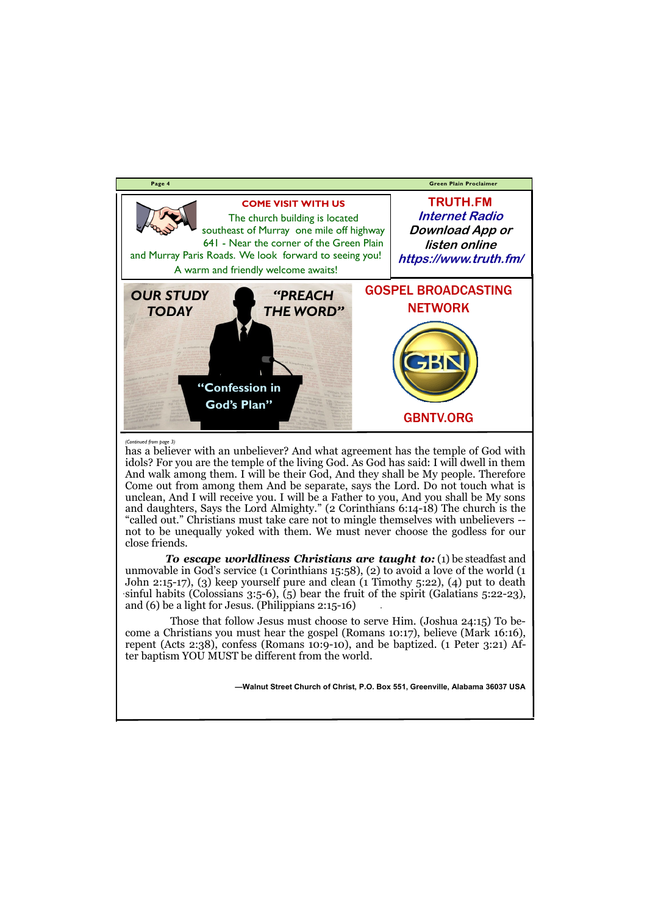**COME VISIT WITH US**

The church building is located southeast of Murray one mile off highway 641 - Near the corner of the Green Plain and Murray Paris Roads. We look forward to seeing you! A warm and friendly welcome awaits!

**TRUTH.FM**

*Internet Radio*

*Download App or listen online*

*https://www.truth.fm/*

**OUR STUDY TODAY**

**"PREACH THE WORD"**

**"Confession in God's Plan"**

**GOSPEL BROADCASTING NETWORK**

**GBNTV.ORG**

*(Continued from page 3)*

has a believer with an unbeliever? And what agreement has the temple of God with idols? For you are the temple of the living God. As God has said: I will dwell in them And walk among them. I will be their God, And they shall be My people. Therefore Come out from among them And be separate, says the Lord. Do not touch what is unclean, And I will receive you. I will be a Father to you, And you shall be My sons and daughters, Says the Lord Almighty." (2 Corinthians 6:14-18) The church is the "called out." Christians must take care not to mingle themselves with unbelievers -- not to be unequally yoked with them. We must never choose the godless for our close friends.

***To escape worldliness Christians are taught to:*** (1) be steadfast and unmovable in God's service (1 Corinthians 15:58), (2) to avoid a love of the world (1 John 2:15-17), (3) keep yourself pure and clean (1 Timothy 5:22), (4) put to death sinful habits (Colossians 3:5-6), (5) bear the fruit of the spirit (Galatians 5:22-23), and (6) be a light for Jesus. (Philippians 2:15-16)

Those that follow Jesus must choose to serve Him. (Joshua 24:15) To become a Christians you must hear the gospel (Romans 10:17), believe (Mark 16:16), repent (Acts 2:38), confess (Romans 10:9-10), and be baptized. (1 Peter 3:21) After baptism YOU MUST be different from the world.

**—Walnut Street Church of Christ, P.O. Box 551, Greenville, Alabama 36037 USA**